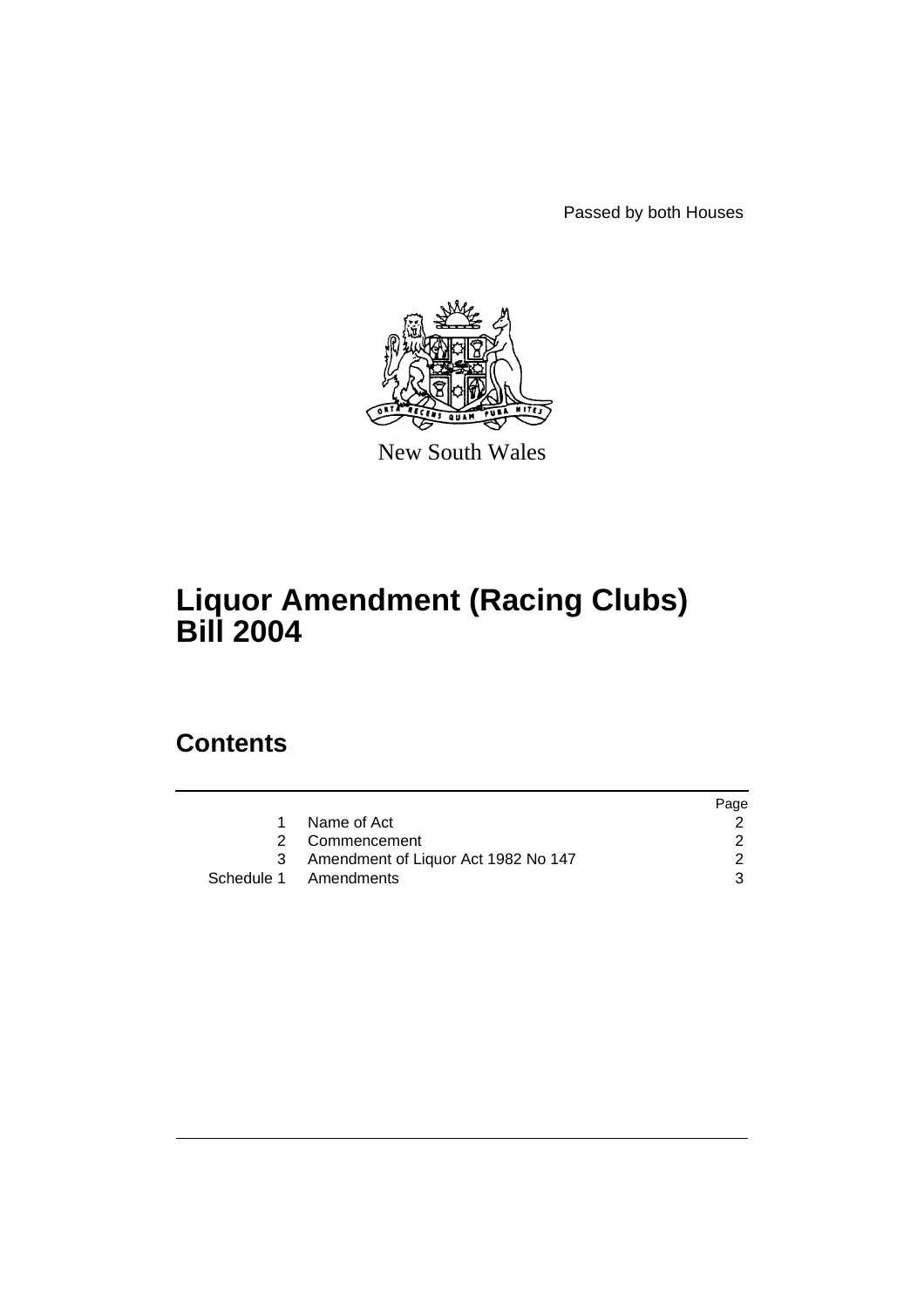Passed by both Houses

New South Wales

# Liquor Amendment (Racing Clubs) Bill 2004

## Contents

| | | Page |
|---|---|---|
| 1 | Name of Act | 2 |
| 2 | Commencement | 2 |
| 3 | Amendment of Liquor Act 1982 No 147 | 2 |
| Schedule 1 | Amendments | 3 |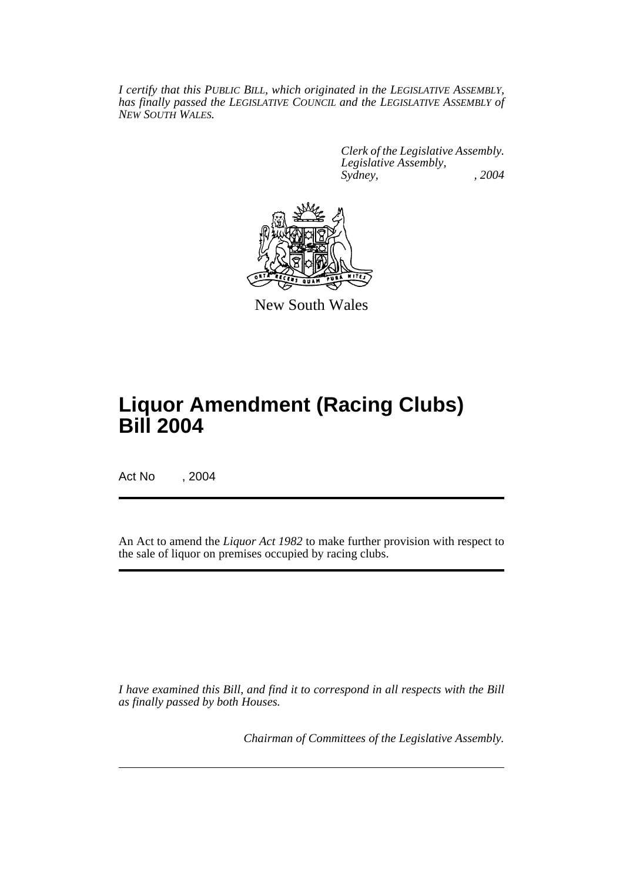*I certify that this PUBLIC BILL, which originated in the LEGISLATIVE ASSEMBLY, has finally passed the LEGISLATIVE COUNCIL and the LEGISLATIVE ASSEMBLY of NEW SOUTH WALES.*

*Clerk of the Legislative Assembly.*
*Legislative Assembly,*
*Sydney, , 2004*

New South Wales

# Liquor Amendment (Racing Clubs) Bill 2004

Act No , 2004

An Act to amend the *Liquor Act 1982* to make further provision with respect to the sale of liquor on premises occupied by racing clubs.

*I have examined this Bill, and find it to correspond in all respects with the Bill as finally passed by both Houses.*

*Chairman of Committees of the Legislative Assembly.*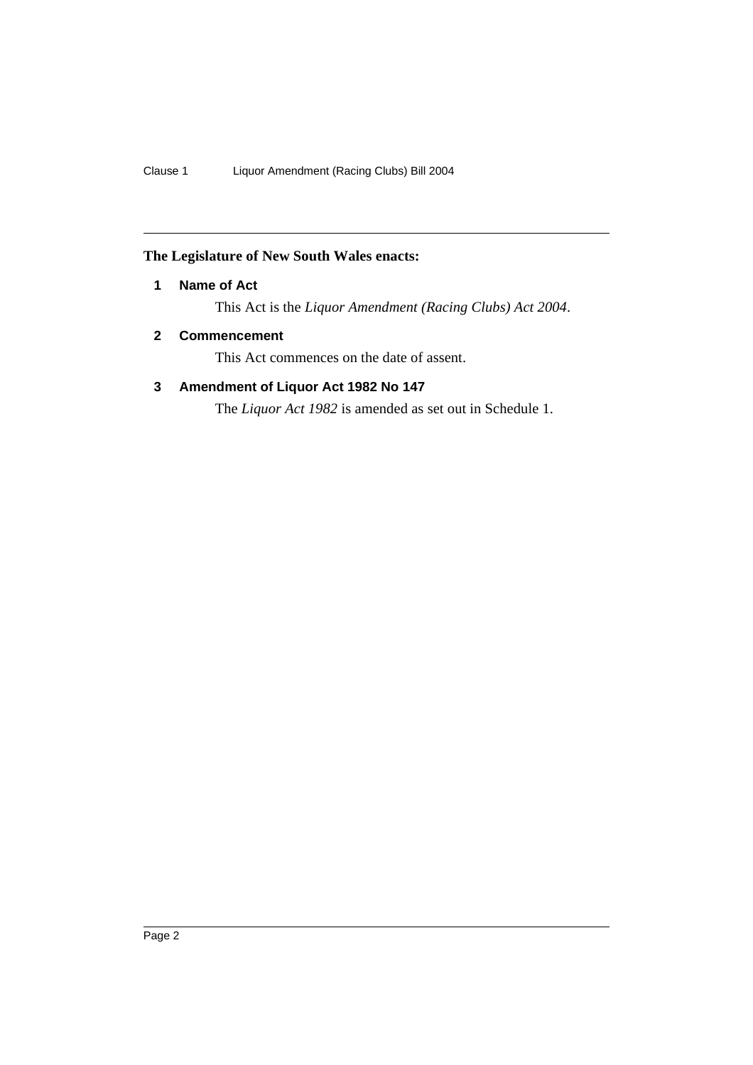**The Legislature of New South Wales enacts:**

## 1 Name of Act

This Act is the *Liquor Amendment (Racing Clubs) Act 2004*.

## 2 Commencement

This Act commences on the date of assent.

## 3 Amendment of Liquor Act 1982 No 147

The *Liquor Act 1982* is amended as set out in Schedule 1.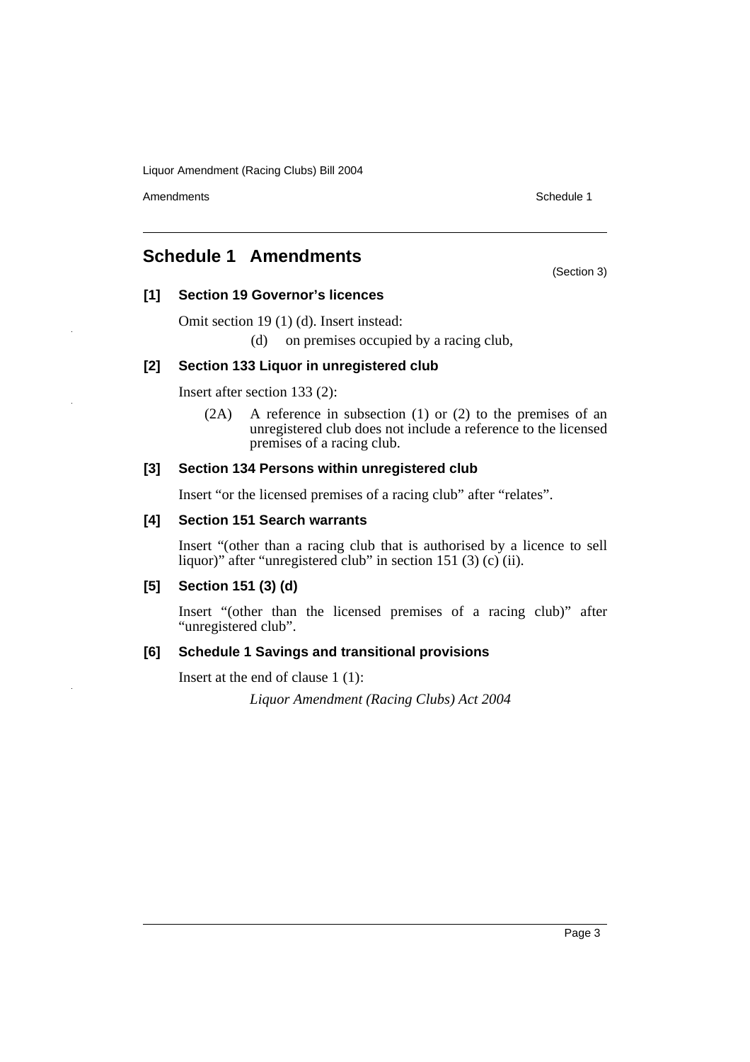# Schedule 1 Amendments

(Section 3)

### [1] Section 19 Governor's licences

Omit section 19 (1) (d). Insert instead:

(d) on premises occupied by a racing club,

### [2] Section 133 Liquor in unregistered club

Insert after section 133 (2):

(2A) A reference in subsection (1) or (2) to the premises of an unregistered club does not include a reference to the licensed premises of a racing club.

### [3] Section 134 Persons within unregistered club

Insert "or the licensed premises of a racing club" after "relates".

### [4] Section 151 Search warrants

Insert "(other than a racing club that is authorised by a licence to sell liquor)" after "unregistered club" in section 151 (3) (c) (ii).

### [5] Section 151 (3) (d)

Insert "(other than the licensed premises of a racing club)" after "unregistered club".

### [6] Schedule 1 Savings and transitional provisions

Insert at the end of clause 1 (1):

*Liquor Amendment (Racing Clubs) Act 2004*